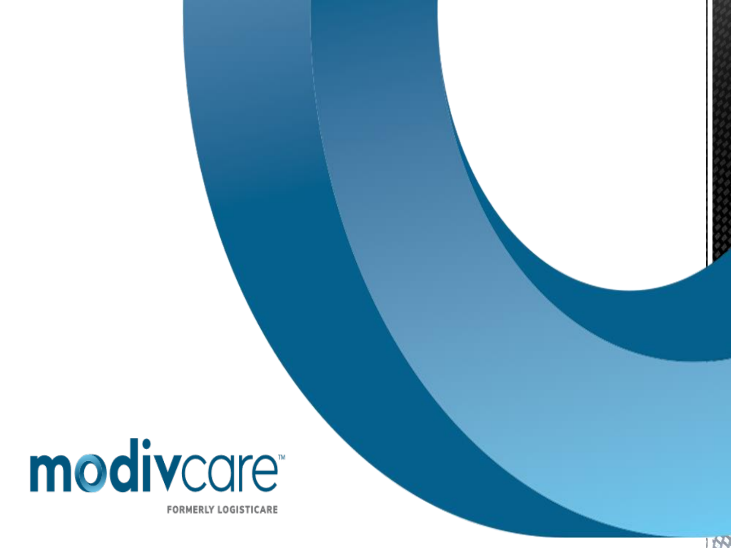modivcare™

FORMERLY LOGISTICARE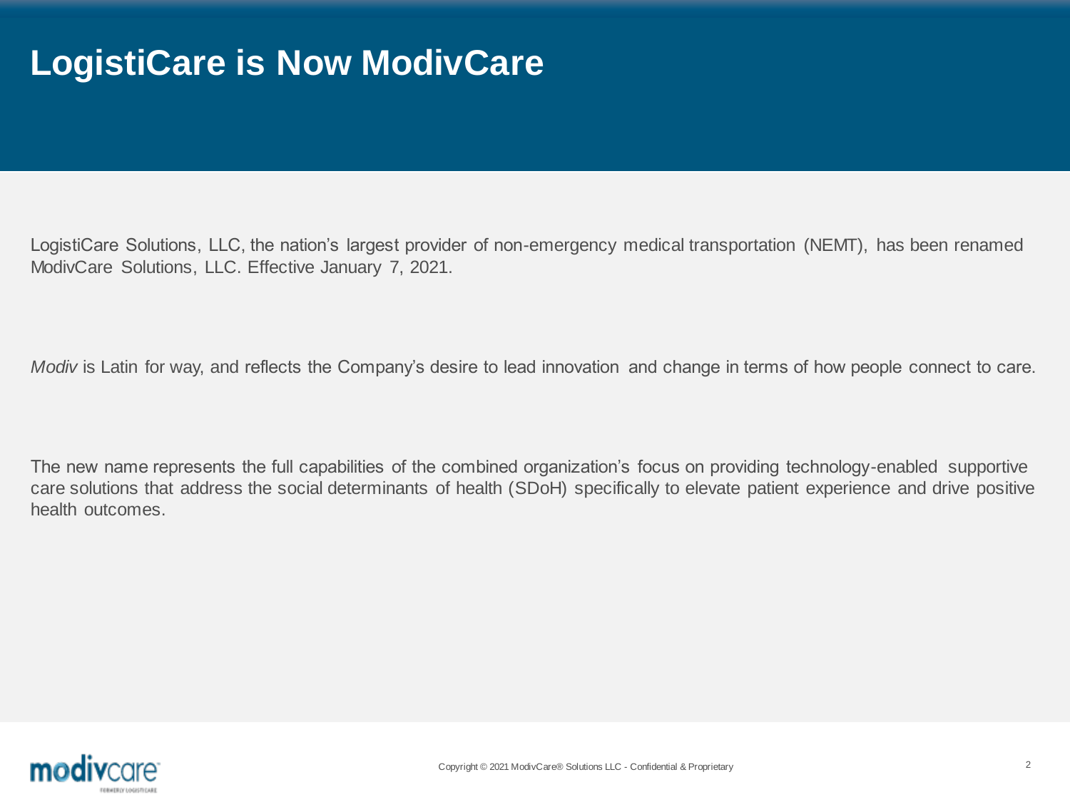# LogistiCare is Now ModivCare

LogistiCare Solutions, LLC, the nation's largest provider of non-emergency medical transportation (NEMT), has been renamed ModivCare Solutions, LLC. Effective January 7, 2021.

*Modiv* is Latin for way, and reflects the Company's desire to lead innovation and change in terms of how people connect to care.

The new name represents the full capabilities of the combined organization's focus on providing technology-enabled supportive care solutions that address the social determinants of health (SDoH) specifically to elevate patient experience and drive positive health outcomes.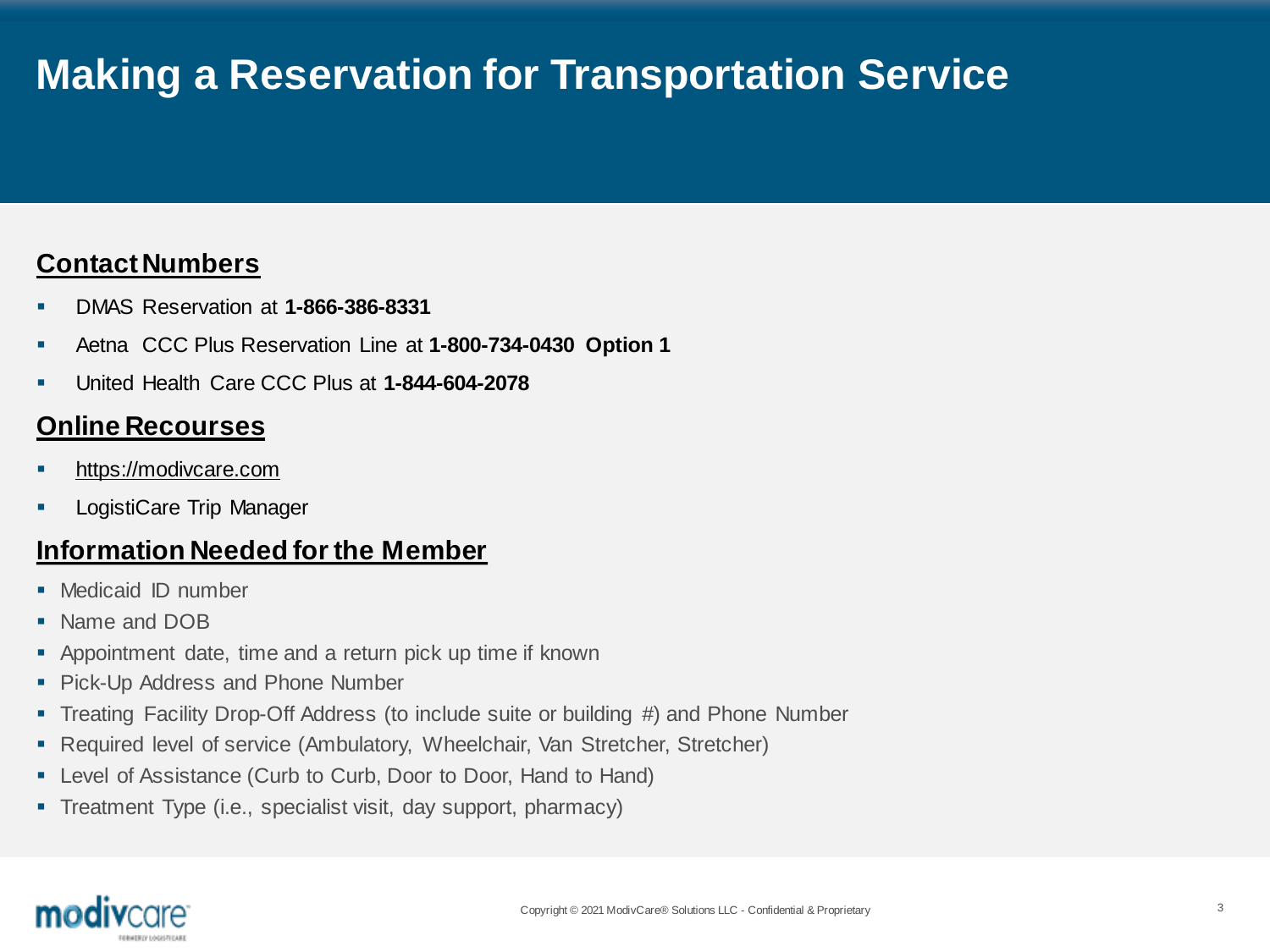# Making a Reservation for Transportation Service

## Contact Numbers

- DMAS Reservation at **1-866-386-8331**
- Aetna CCC Plus Reservation Line at **1-800-734-0430 Option 1**
- United Health Care CCC Plus at **1-844-604-2078**

## Online Recourses

- https://modivcare.com
- LogistiCare Trip Manager

## Information Needed for the Member

- Medicaid ID number
- Name and DOB
- Appointment date, time and a return pick up time if known
- Pick-Up Address and Phone Number
- Treating Facility Drop-Off Address (to include suite or building #) and Phone Number
- Required level of service (Ambulatory, Wheelchair, Van Stretcher, Stretcher)
- Level of Assistance (Curb to Curb, Door to Door, Hand to Hand)
- Treatment Type (i.e., specialist visit, day support, pharmacy)

Copyright © 2021 ModivCare® Solutions LLC - Confidential & Proprietary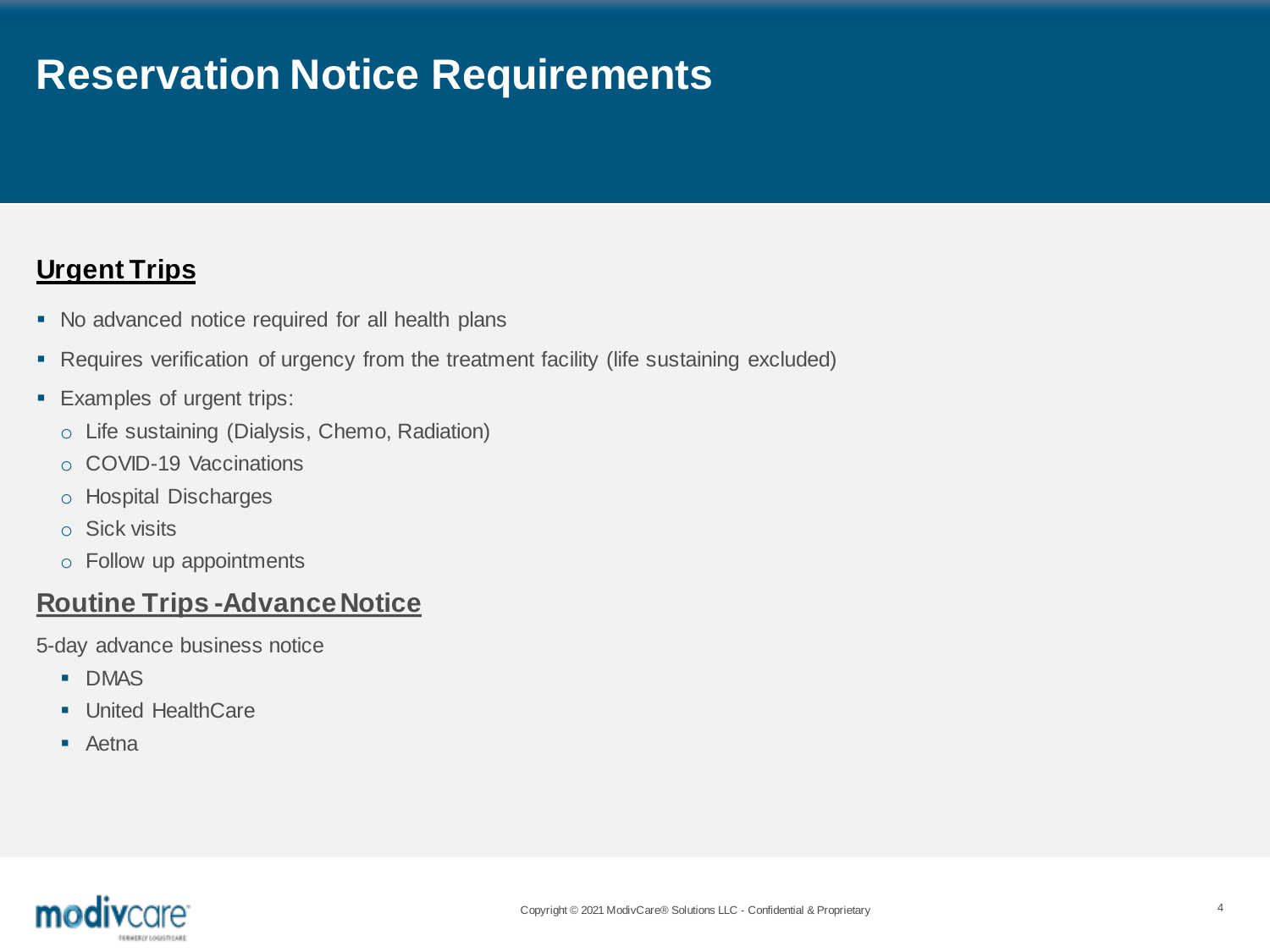# Reservation Notice Requirements

## Urgent Trips

- No advanced notice required for all health plans
- Requires verification of urgency from the treatment facility (life sustaining excluded)
- Examples of urgent trips:
  - Life sustaining (Dialysis, Chemo, Radiation)
  - COVID-19 Vaccinations
  - Hospital Discharges
  - Sick visits
  - Follow up appointments

## Routine Trips - Advance Notice

5-day advance business notice

- DMAS
- United HealthCare
- Aetna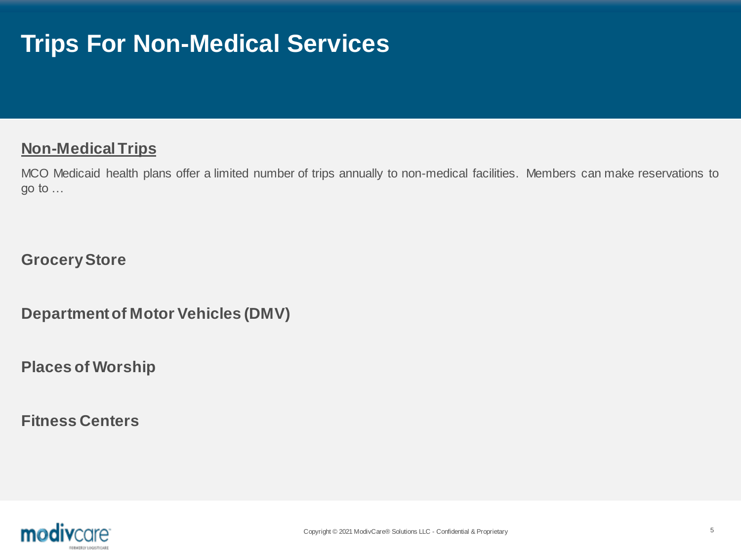# Trips For Non-Medical Services

## Non-Medical Trips

MCO Medicaid health plans offer a limited number of trips annually to non-medical facilities. Members can make reservations to go to …

**Grocery Store**

**Department of Motor Vehicles (DMV)**

**Places of Worship**

**Fitness Centers**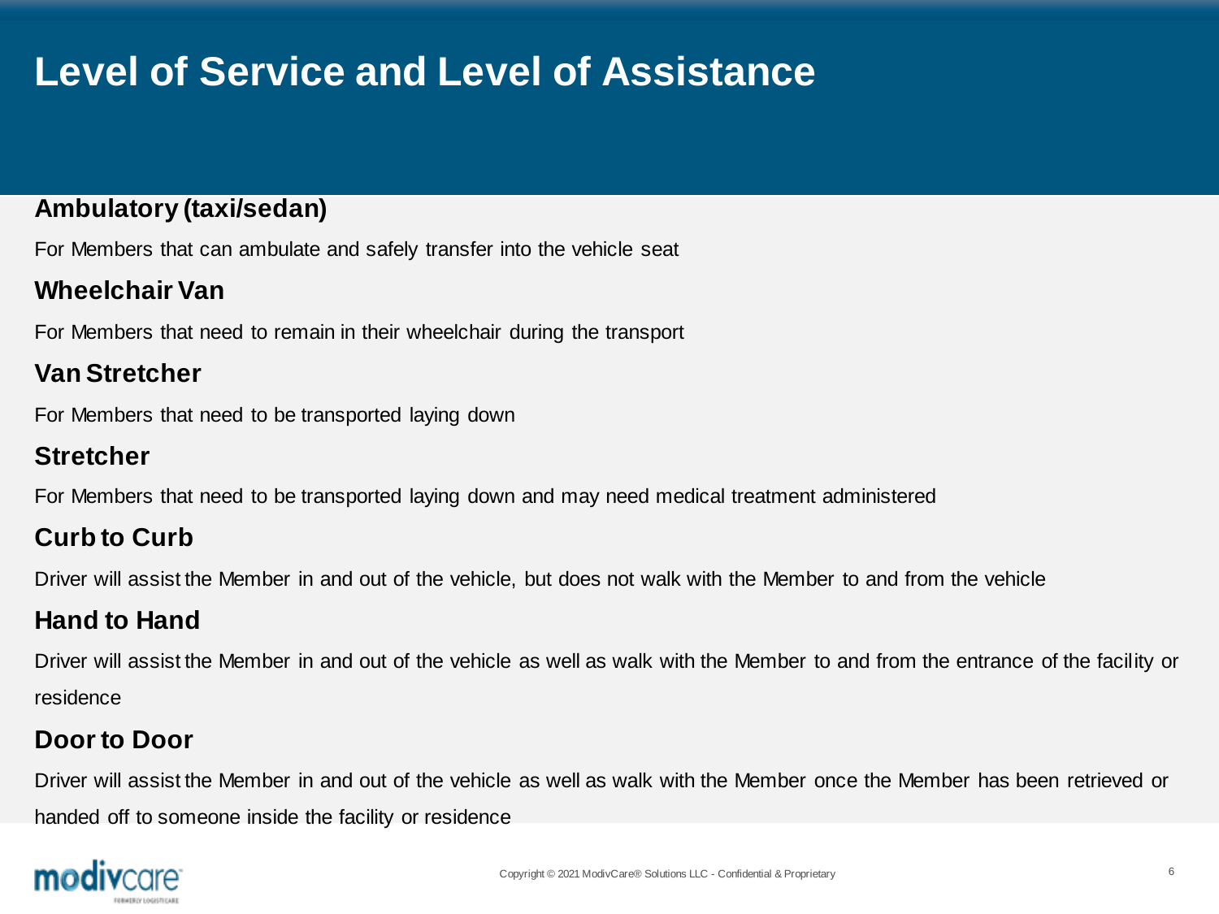# Level of Service and Level of Assistance

### Ambulatory (taxi/sedan)

For Members that can ambulate and safely transfer into the vehicle seat

### Wheelchair Van

For Members that need to remain in their wheelchair during the transport

### Van Stretcher

For Members that need to be transported laying down

### Stretcher

For Members that need to be transported laying down and may need medical treatment administered

### Curb to Curb

Driver will assist the Member in and out of the vehicle, but does not walk with the Member to and from the vehicle

### Hand to Hand

Driver will assist the Member in and out of the vehicle as well as walk with the Member to and from the entrance of the facility or residence

### Door to Door

Driver will assist the Member in and out of the vehicle as well as walk with the Member once the Member has been retrieved or handed off to someone inside the facility or residence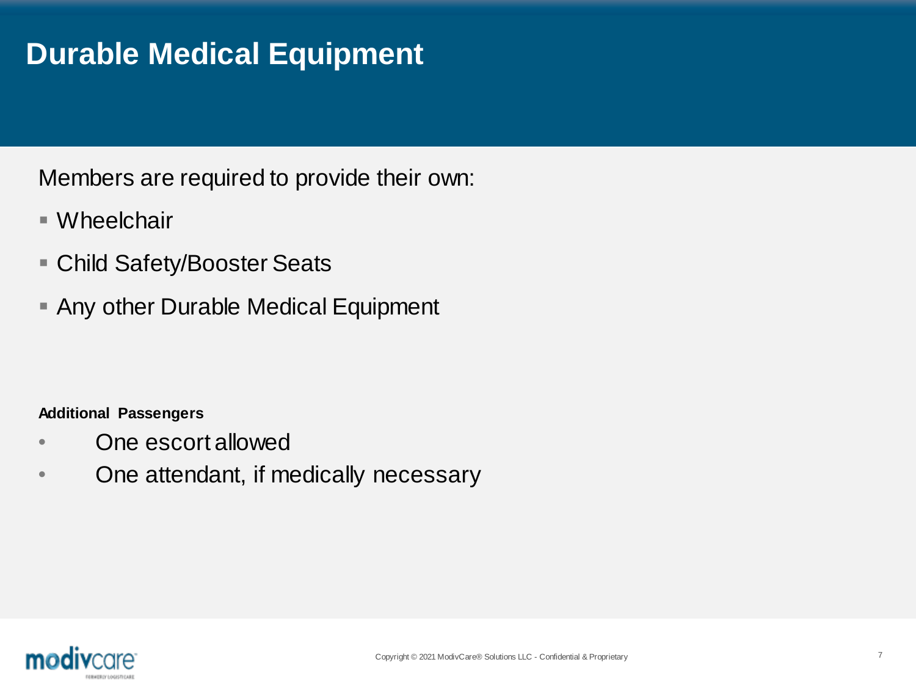# Durable Medical Equipment

Members are required to provide their own:

- Wheelchair
- Child Safety/Booster Seats
- Any other Durable Medical Equipment

**Additional Passengers**

- One escort allowed
- One attendant, if medically necessary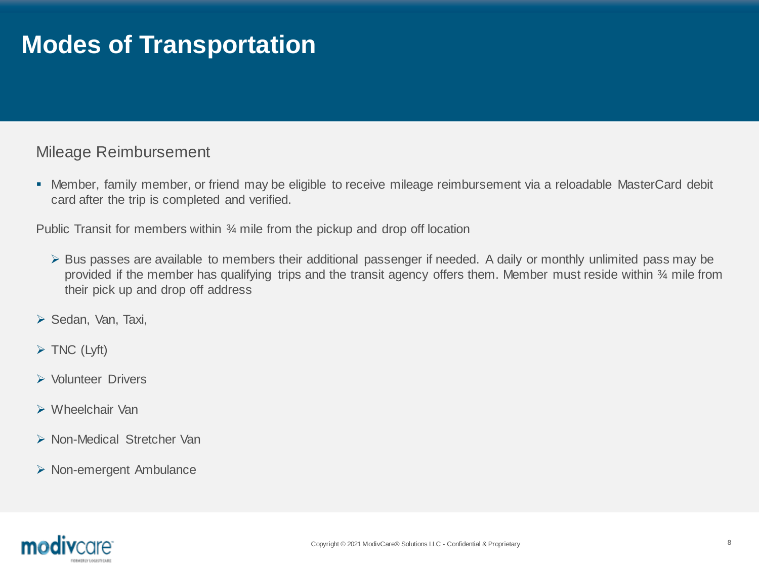# Modes of Transportation

## Mileage Reimbursement

- Member, family member, or friend may be eligible to receive mileage reimbursement via a reloadable MasterCard debit card after the trip is completed and verified.

Public Transit for members within ¾ mile from the pickup and drop off location

- Bus passes are available to members their additional passenger if needed. A daily or monthly unlimited pass may be provided if the member has qualifying trips and the transit agency offers them. Member must reside within ¾ mile from their pick up and drop off address

- Sedan, Van, Taxi,
- TNC (Lyft)
- Volunteer Drivers
- Wheelchair Van
- Non-Medical Stretcher Van
- Non-emergent Ambulance

Copyright © 2021 ModivCare® Solutions LLC - Confidential & Proprietary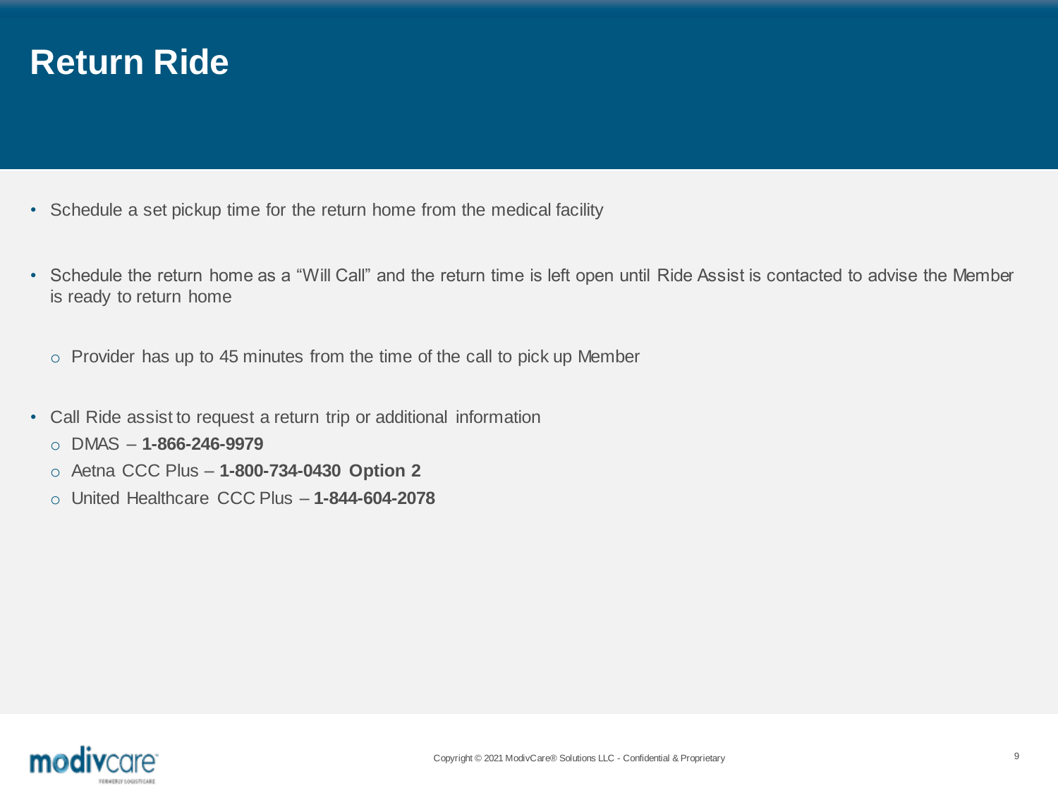# Return Ride

- Schedule a set pickup time for the return home from the medical facility
- Schedule the return home as a “Will Call” and the return time is left open until Ride Assist is contacted to advise the Member is ready to return home
  - Provider has up to 45 minutes from the time of the call to pick up Member
- Call Ride assist to request a return trip or additional information
  - DMAS – **1-866-246-9979**
  - Aetna CCC Plus – **1-800-734-0430 Option 2**
  - United Healthcare CCC Plus – **1-844-604-2078**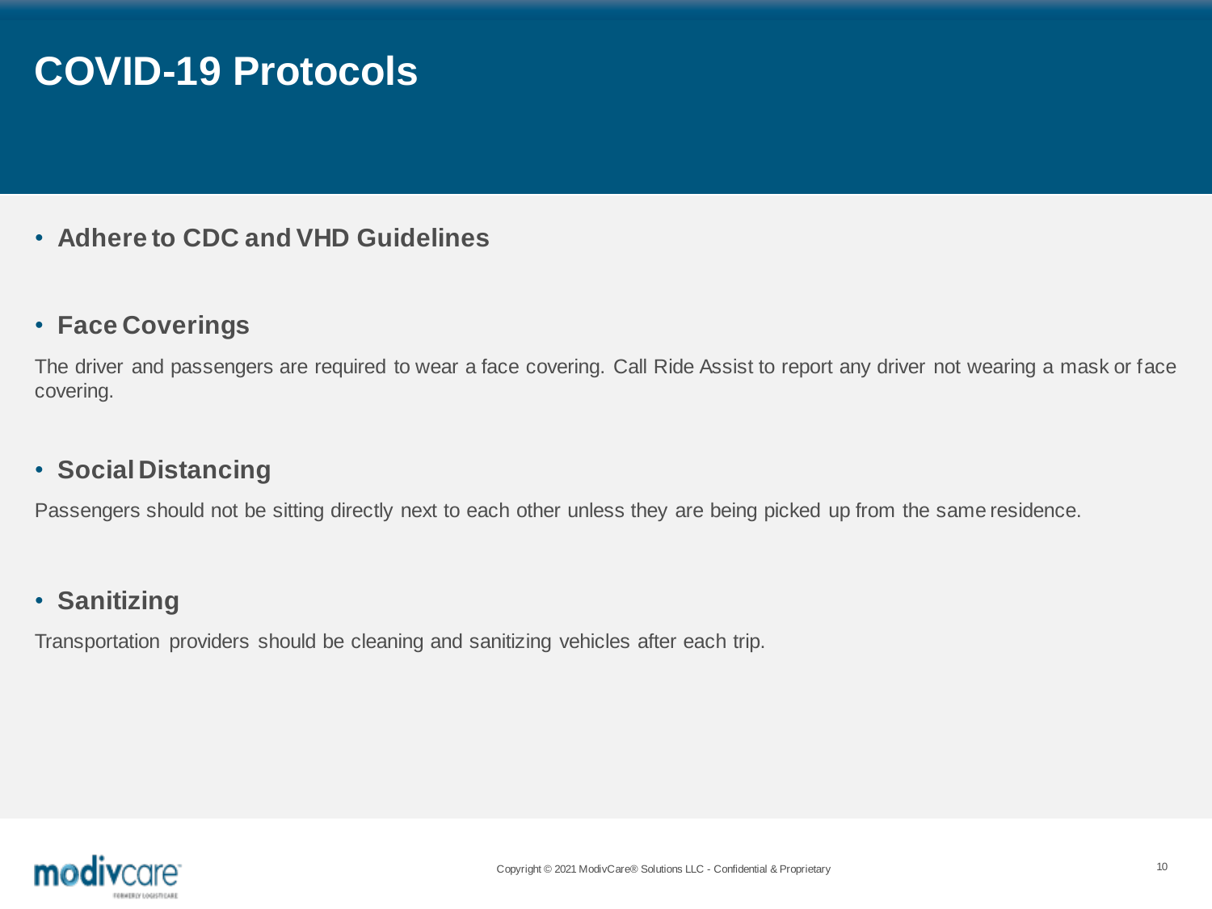# COVID-19 Protocols

- **Adhere to CDC and VHD Guidelines**

- **Face Coverings**

The driver and passengers are required to wear a face covering. Call Ride Assist to report any driver not wearing a mask or face covering.

- **Social Distancing**

Passengers should not be sitting directly next to each other unless they are being picked up from the same residence.

- **Sanitizing**

Transportation providers should be cleaning and sanitizing vehicles after each trip.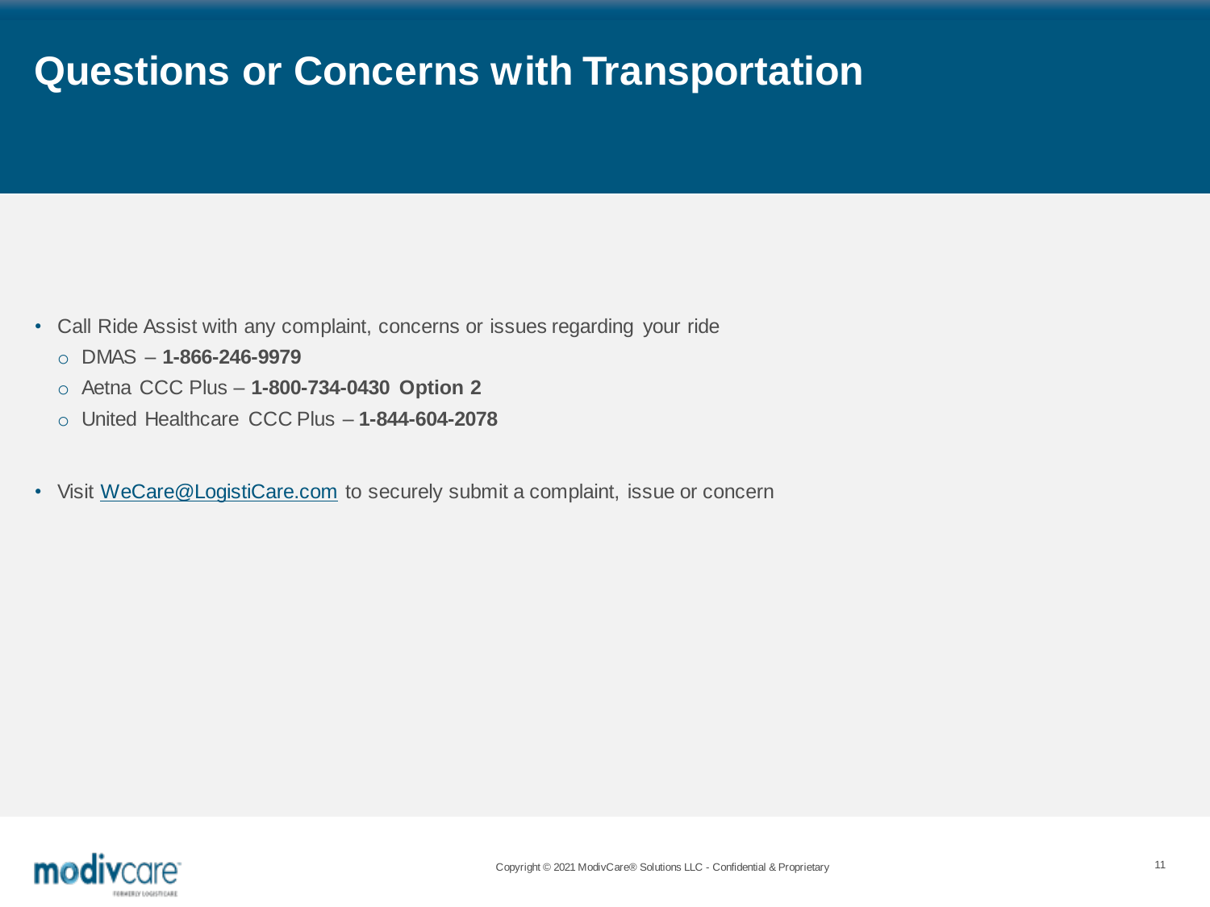# Questions or Concerns with Transportation

- Call Ride Assist with any complaint, concerns or issues regarding your ride
  - DMAS – **1-866-246-9979**
  - Aetna CCC Plus – **1-800-734-0430 Option 2**
  - United Healthcare CCC Plus – **1-844-604-2078**

- Visit WeCare@LogistiCare.com to securely submit a complaint, issue or concern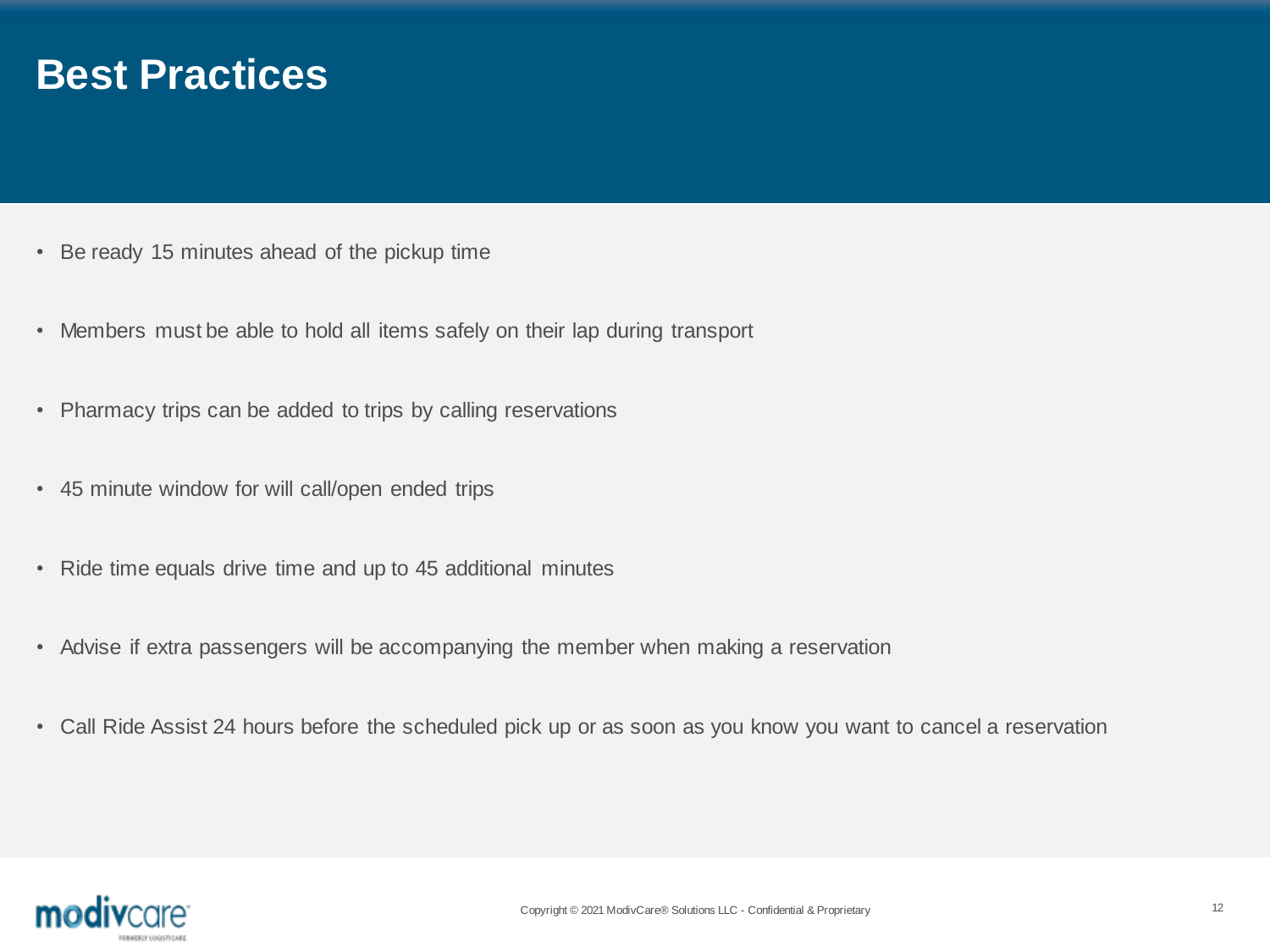# Best Practices

- Be ready 15 minutes ahead of the pickup time
- Members must be able to hold all items safely on their lap during transport
- Pharmacy trips can be added to trips by calling reservations
- 45 minute window for will call/open ended trips
- Ride time equals drive time and up to 45 additional minutes
- Advise if extra passengers will be accompanying the member when making a reservation
- Call Ride Assist 24 hours before the scheduled pick up or as soon as you know you want to cancel a reservation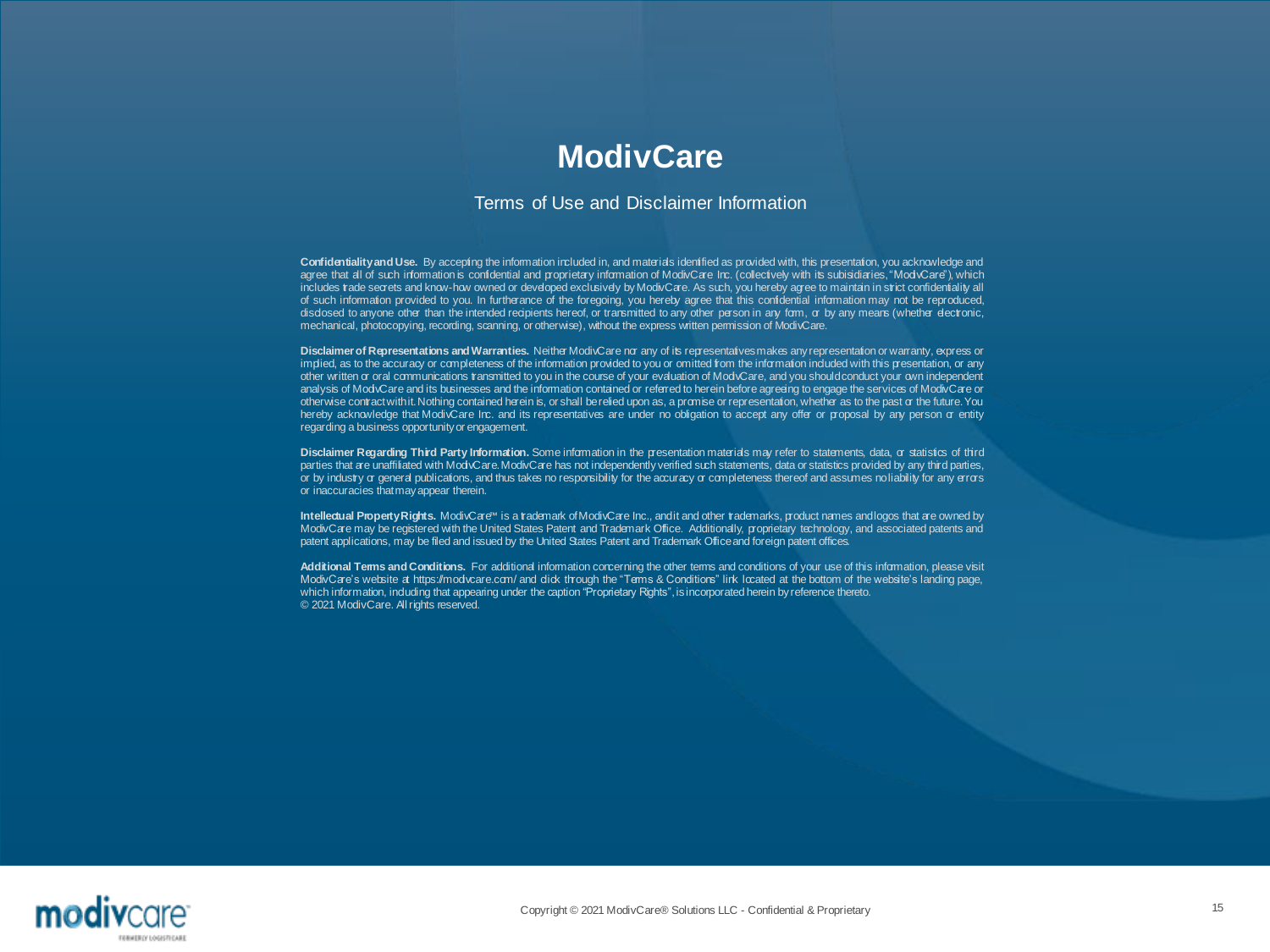# ModivCare

## Terms of Use and Disclaimer Information

**Confidentiality and Use.** By accepting the information included in, and materials identified as provided with, this presentation, you acknowledge and agree that all of such information is confidential and proprietary information of ModivCare Inc. (collectively with its subisidiaries, "ModivCare"), which includes trade secrets and know-how owned or developed exclusively by ModivCare. As such, you hereby agree to maintain in strict confidentiality all of such information provided to you. In furtherance of the foregoing, you hereby agree that this confidential information may not be reproduced, disclosed to anyone other than the intended recipients hereof, or transmitted to any other person in any form, or by any means (whether electronic, mechanical, photocopying, recording, scanning, or otherwise), without the express written permission of ModivCare.

**Disclaimer of Representations and Warranties.** Neither ModivCare nor any of its representatives makes any representation or warranty, express or implied, as to the accuracy or completeness of the information provided to you or omitted from the information included with this presentation, or any other written or oral communications transmitted to you in the course of your evaluation of ModivCare, and you should conduct your own independent analysis of ModivCare and its businesses and the information contained or referred to herein before agreeing to engage the services of ModivCare or otherwise contract with it. Nothing contained herein is, or shall be relied upon as, a promise or representation, whether as to the past or the future. You hereby acknowledge that ModivCare Inc. and its representatives are under no obligation to accept any offer or proposal by any person or entity regarding a business opportunity or engagement.

**Disclaimer Regarding Third Party Information.** Some information in the presentation materials may refer to statements, data, or statistics of third parties that are unaffiliated with ModivCare. ModivCare has not independently verified such statements, data or statistics provided by any third parties, or by industry or general publications, and thus takes no responsibility for the accuracy or completeness thereof and assumes no liability for any errors or inaccuracies that may appear therein.

**Intellectual Property Rights.** ModivCare™ is a trademark of ModivCare Inc., and it and other trademarks, product names and logos that are owned by ModivCare may be registered with the United States Patent and Trademark Office. Additionally, proprietary technology, and associated patents and patent applications, may be filed and issued by the United States Patent and Trademark Office and foreign patent offices.

**Additional Terms and Conditions.** For additional information concerning the other terms and conditions of your use of this information, please visit ModivCare's website at https://modivcare.com/ and click through the "Terms & Conditions" link located at the bottom of the website's landing page, which information, including that appearing under the caption "Proprietary Rights", is incorporated herein by reference thereto.
© 2021 ModivCare. All rights reserved.